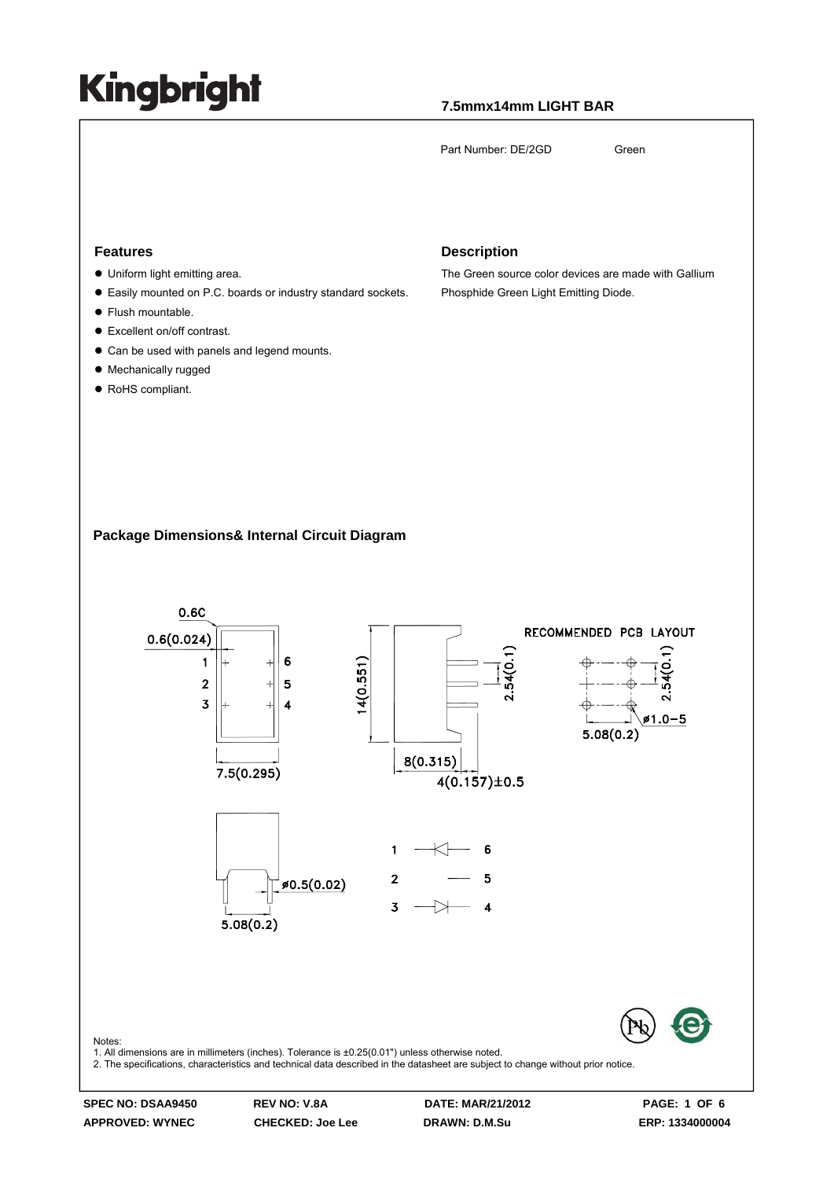# Kingbright

**7.5mmx14mm LIGHT BAR**

Part Number: DE/2GD Green

## Features

- Uniform light emitting area.
- Easily mounted on P.C. boards or industry standard sockets.
- Flush mountable.
- Excellent on/off contrast.
- Can be used with panels and legend mounts.
- Mechanically rugged
- RoHS compliant.

## Description

The Green source color devices are made with Gallium Phosphide Green Light Emitting Diode.

## Package Dimensions& Internal Circuit Diagram

0.6C
0.6(0.024)
1 2 3 6 5 4
7.5(0.295)
14(0.551)
2.54(0.1)
8(0.315)
4(0.157)±0.5
RECOMMENDED PCB LAYOUT
2.54(0.1)
ø1.0−5
5.08(0.2)
ø0.5(0.02)
5.08(0.2)
1 6
2 5
3 4

Notes:
1. All dimensions are in millimeters (inches). Tolerance is ±0.25(0.01") unless otherwise noted.
2. The specifications, characteristics and technical data described in the datasheet are subject to change without prior notice.

SPEC NO: DSAA9450 REV NO: V.8A DATE: MAR/21/2012
APPROVED: WYNEC CHECKED: Joe Lee DRAWN: D.M.Su ERP: 1334000004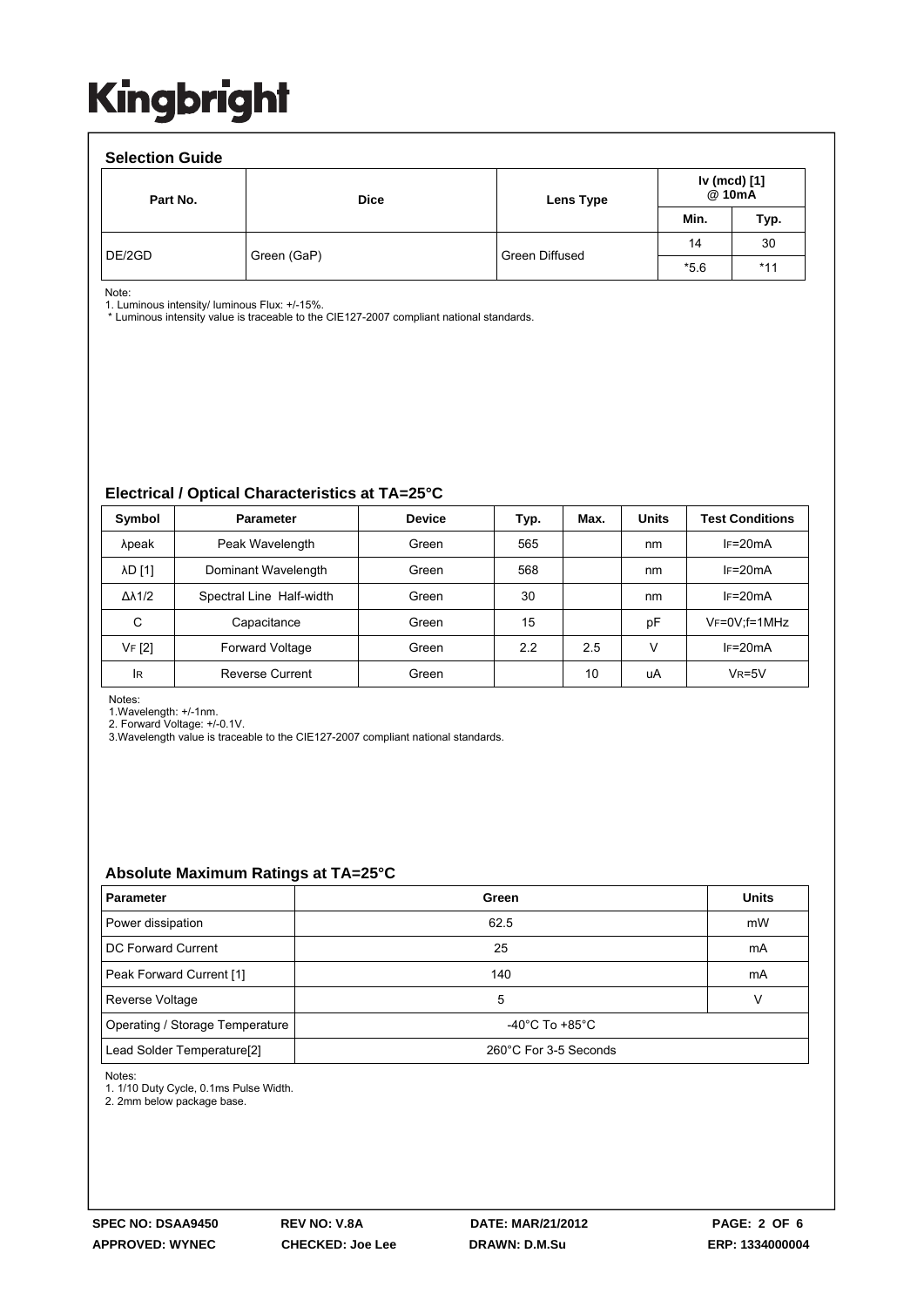# Kingbright

## Selection Guide

| Part No. | Dice | Lens Type | Iv (mcd) [1] @ 10mA | |
|---|---|---|---|---|
| | | | Min. | Typ. |
| DE/2GD | Green (GaP) | Green Diffused | 14 | 30 |
| | | | *5.6 | *11 |

Note:
1. Luminous intensity/ luminous Flux: +/-15%.
 * Luminous intensity value is traceable to the CIE127-2007 compliant national standards.

## Electrical / Optical Characteristics at TA=25°C

| Symbol | Parameter | Device | Typ. | Max. | Units | Test Conditions |
|---|---|---|---|---|---|---|
| λpeak | Peak Wavelength | Green | 565 | | nm | $I_F$=20mA |
| λD [1] | Dominant Wavelength | Green | 568 | | nm | $I_F$=20mA |
| Δλ1/2 | Spectral Line Half-width | Green | 30 | | nm | $I_F$=20mA |
| C | Capacitance | Green | 15 | | pF | $V_F$=0V;f=1MHz |
| $V_F$ [2] | Forward Voltage | Green | 2.2 | 2.5 | V | $I_F$=20mA |
| $I_R$ | Reverse Current | Green | | 10 | uA | $V_R$=5V |

Notes:
1.Wavelength: +/-1nm.
2. Forward Voltage: +/-0.1V.
3.Wavelength value is traceable to the CIE127-2007 compliant national standards.

## Absolute Maximum Ratings at TA=25°C

| Parameter | Green | Units |
|---|---|---|
| Power dissipation | 62.5 | mW |
| DC Forward Current | 25 | mA |
| Peak Forward Current [1] | 140 | mA |
| Reverse Voltage | 5 | V |
| Operating / Storage Temperature | -40°C To +85°C | |
| Lead Solder Temperature[2] | 260°C For 3-5 Seconds | |

Notes:
1. 1/10 Duty Cycle, 0.1ms Pulse Width.
2. 2mm below package base.

**SPEC NO: DSAA9450** **REV NO: V.8A** **DATE: MAR/21/2012** **PAGE: 2 OF 6**
**APPROVED: WYNEC** **CHECKED: Joe Lee** **DRAWN: D.M.Su** **ERP: 1334000004**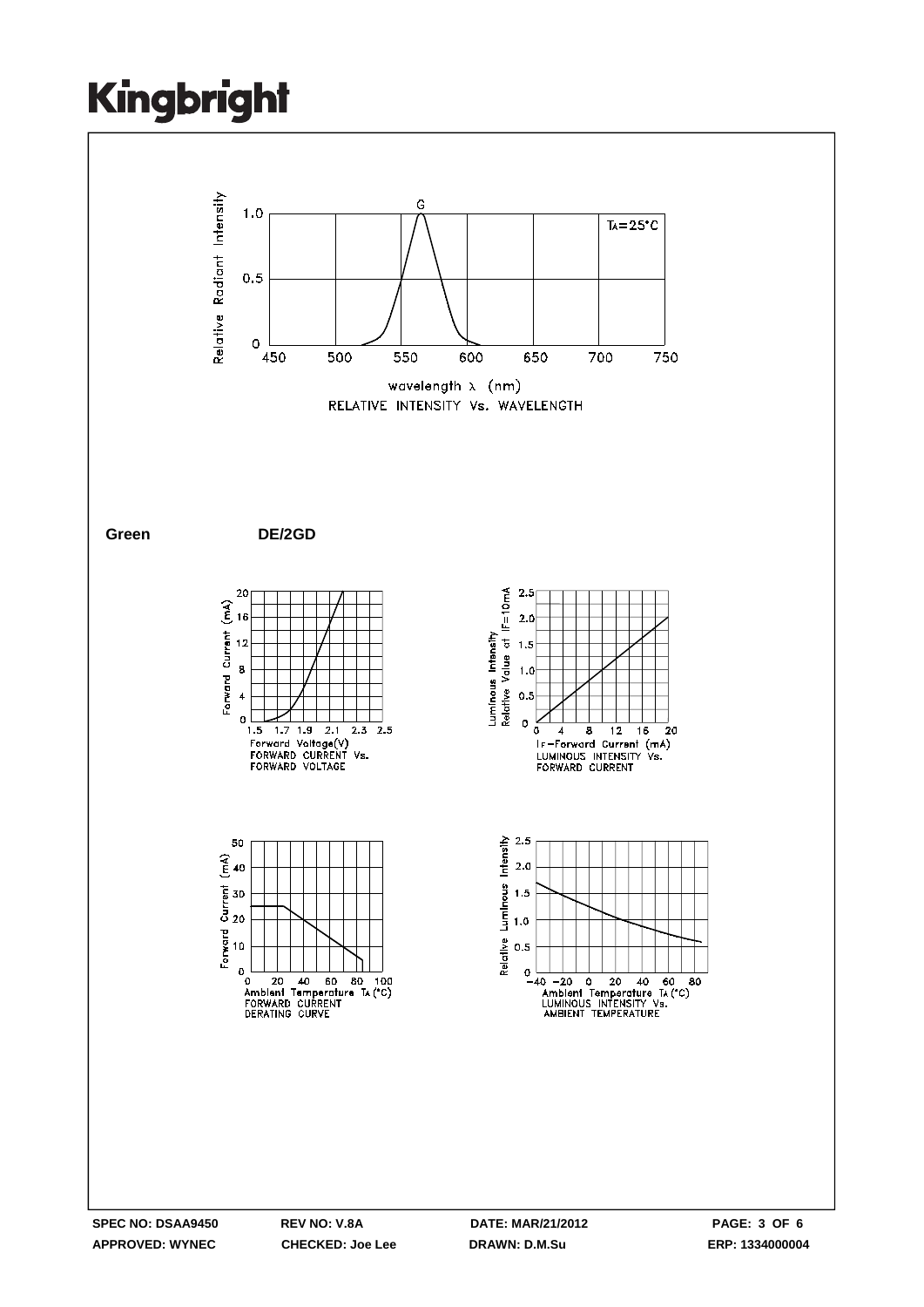Relative Radiant Intensity

1.0

0.5

0

450 500 550 600 650 700 750

G

$T_A=25°C$

wavelength λ (nm)

RELATIVE INTENSITY Vs. WAVELENGTH

**Green** **DE/2GD**

Forward Current (mA)

20 16 12 8 4 0

1.5 1.7 1.9 2.1 2.3 2.5

Forward Voltage(V)

FORWARD CURRENT Vs. FORWARD VOLTAGE

Luminous Intensity Relative Value at IF=10mA

2.5 2.0 1.5 1.0 0.5 0

0 4 8 12 16 20

$I_F$-Forward Current (mA)

LUMINOUS INTENSITY Vs. FORWARD CURRENT

Forward Current (mA)

50 40 30 20 10 0

0 20 40 60 80 100

Ambient Temperature $T_A$ (°C)

FORWARD CURRENT DERATING CURVE

Relative Luminous Intensity

2.5 2.0 1.5 1.0 0.5 0

−40 −20 0 20 40 60 80

Ambient Temperature $T_A$ (°C)

LUMINOUS INTENSITY Vs. AMBIENT TEMPERATURE

SPEC NO: DSAA9450 REV NO: V.8A DATE: MAR/21/2012

APPROVED: WYNEC CHECKED: Joe Lee DRAWN: D.M.Su ERP: 1334000004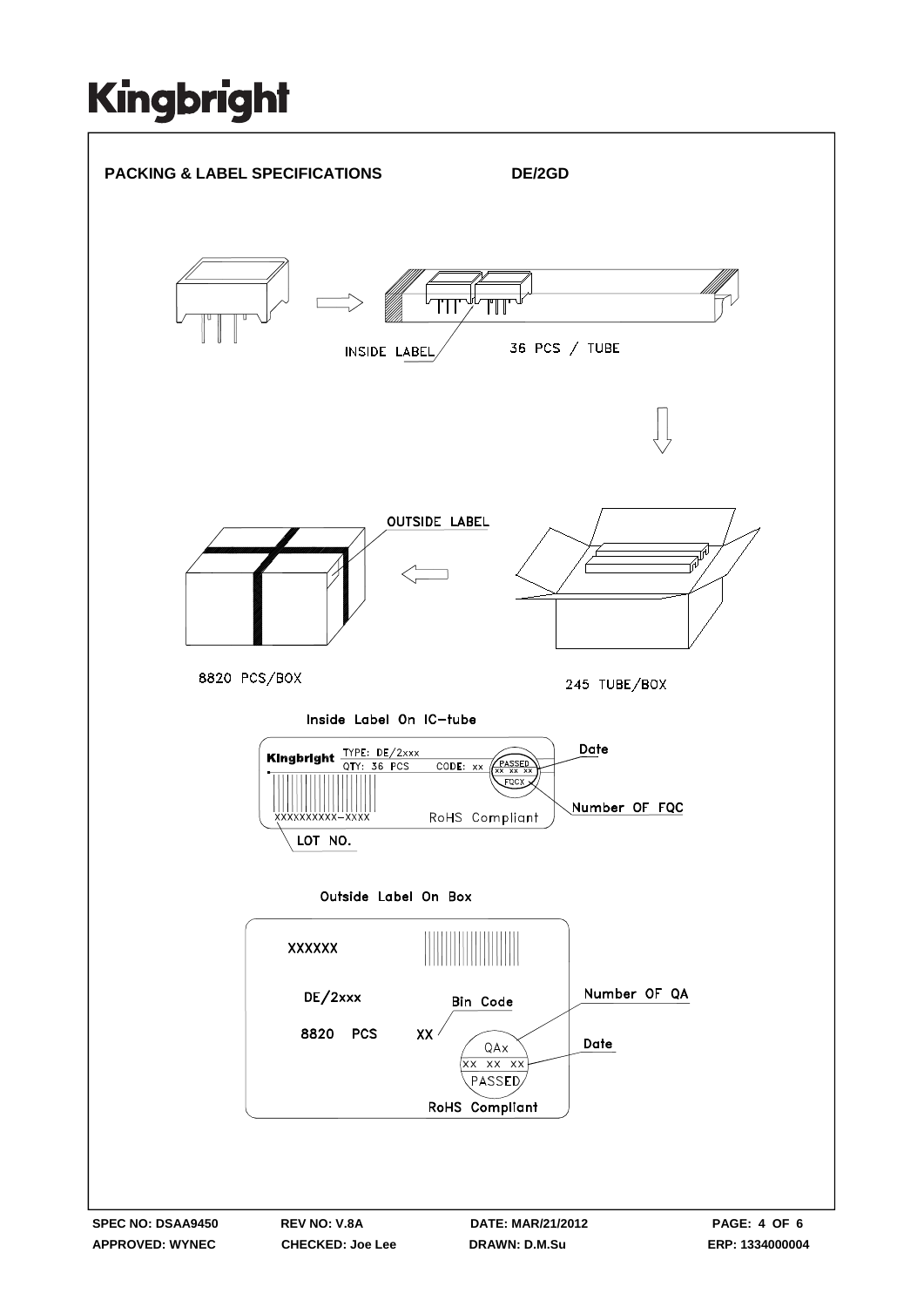# PACKING & LABEL SPECIFICATIONS

**DE/2GD**

INSIDE LABEL

36 PCS / TUBE

OUTSIDE LABEL

8820 PCS/BOX

245 TUBE/BOX

Inside Label On IC-tube

Kingbright TYPE: DE/2xxx
QTY: 36 PCS CODE: xx
PASSED
XX XX XX
FQCX
XXXXXXXXXX-XXXX
RoHS Compliant

Date

Number OF FQC

LOT NO.

Outside Label On Box

XXXXXX

DE/2xxx

8820 PCS

Bin Code

XX

QAx
XX XX XX
PASSED

RoHS Compliant

Number OF QA

Date

SPEC NO: DSAA9450 REV NO: V.8A DATE: MAR/21/2012
APPROVED: WYNEC CHECKED: Joe Lee DRAWN: D.M.Su ERP: 1334000004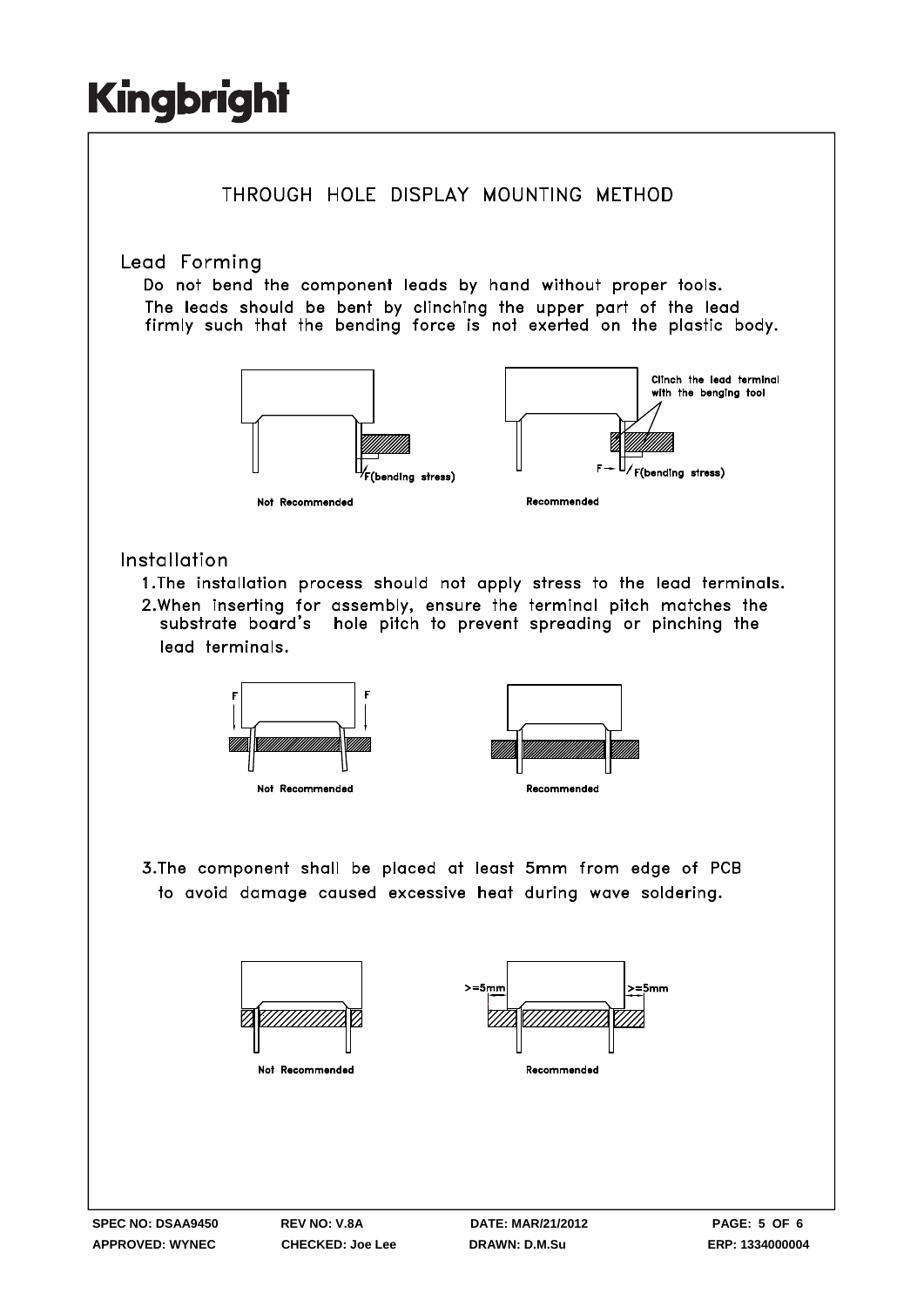# THROUGH HOLE DISPLAY MOUNTING METHOD

## Lead Forming

Do not bend the component leads by hand without proper tools.
The leads should be bent by clinching the upper part of the lead firmly such that the bending force is not exerted on the plastic body.

F(bending stress)

Not Recommended

Clinch the lead terminal with the benging tool

F

F(bending stress)

Recommended

## Installation

1.The installation process should not apply stress to the lead terminals.
2.When inserting for assembly, ensure the terminal pitch matches the substrate board's hole pitch to prevent spreading or pinching the lead terminals.

F F

Not Recommended

Recommended

3.The component shall be placed at least 5mm from edge of PCB to avoid damage caused excessive heat during wave soldering.

Not Recommended

>=5mm >=5mm

Recommended

SPEC NO: DSAA9450 REV NO: V.8A DATE: MAR/21/2012
APPROVED: WYNEC CHECKED: Joe Lee DRAWN: D.M.Su ERP: 1334000004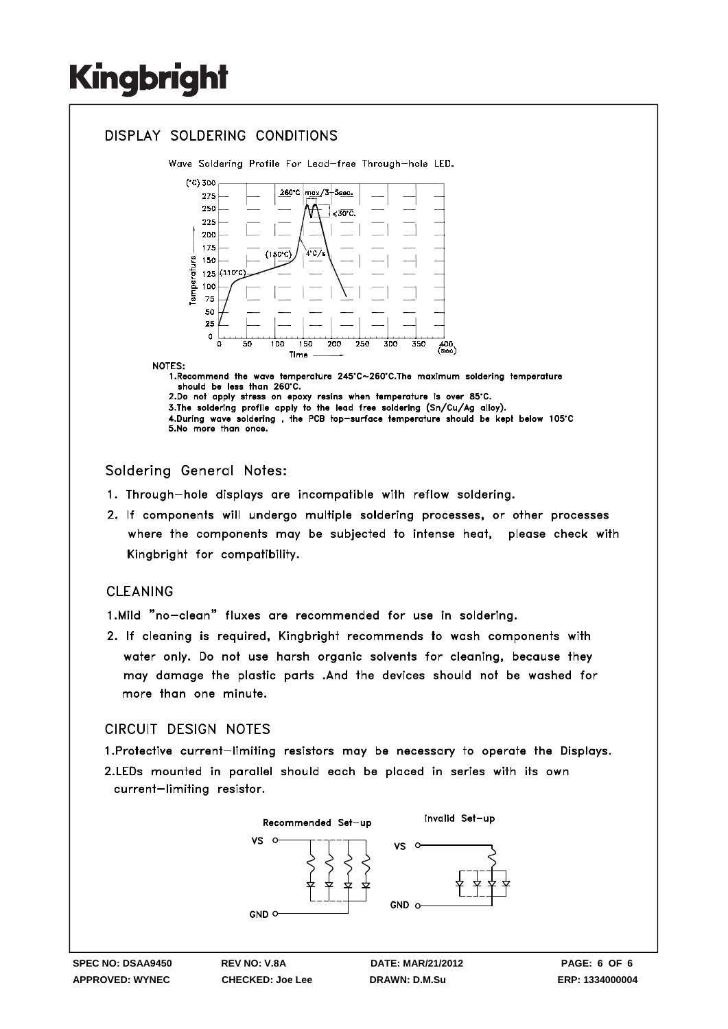**Kingbright**

## DISPLAY SOLDERING CONDITIONS

Wave Soldering Profile For Lead-free Through-hole LED.

(°C) 300
275
250
225
200
175
150
125
100
75
50
25
0
Temperature
0 50 100 150 200 250 300 350 400 (sec)
Time
260°C max/3-5sec.
<30°C.
(150°C)
4°C/s
(110°C)

NOTES:

1. Recommend the wave temperature 245°C~260°C. The maximum soldering temperature should be less than 260°C.
2. Do not apply stress on epoxy resins when temperature is over 85°C.
3. The soldering profile apply to the lead free soldering (Sn/Cu/Ag alloy).
4. During wave soldering, the PCB top-surface temperature should be kept below 105°C
5. No more than once.

### Soldering General Notes:

1. Through-hole displays are incompatible with reflow soldering.
2. If components will undergo multiple soldering processes, or other processes where the components may be subjected to intense heat, please check with Kingbright for compatibility.

### CLEANING

1. Mild "no-clean" fluxes are recommended for use in soldering.
2. If cleaning is required, Kingbright recommends to wash components with water only. Do not use harsh organic solvents for cleaning, because they may damage the plastic parts. And the devices should not be washed for more than one minute.

### CIRCUIT DESIGN NOTES

1. Protective current-limiting resistors may be necessary to operate the Displays.
2. LEDs mounted in parallel should each be placed in series with its own current-limiting resistor.

Recommended Set-up
VS
GND

Invalid Set-up
VS
GND

SPEC NO: DSAA9450 REV NO: V.8A DATE: MAR/21/2012
APPROVED: WYNEC CHECKED: Joe Lee DRAWN: D.M.Su ERP: 1334000004